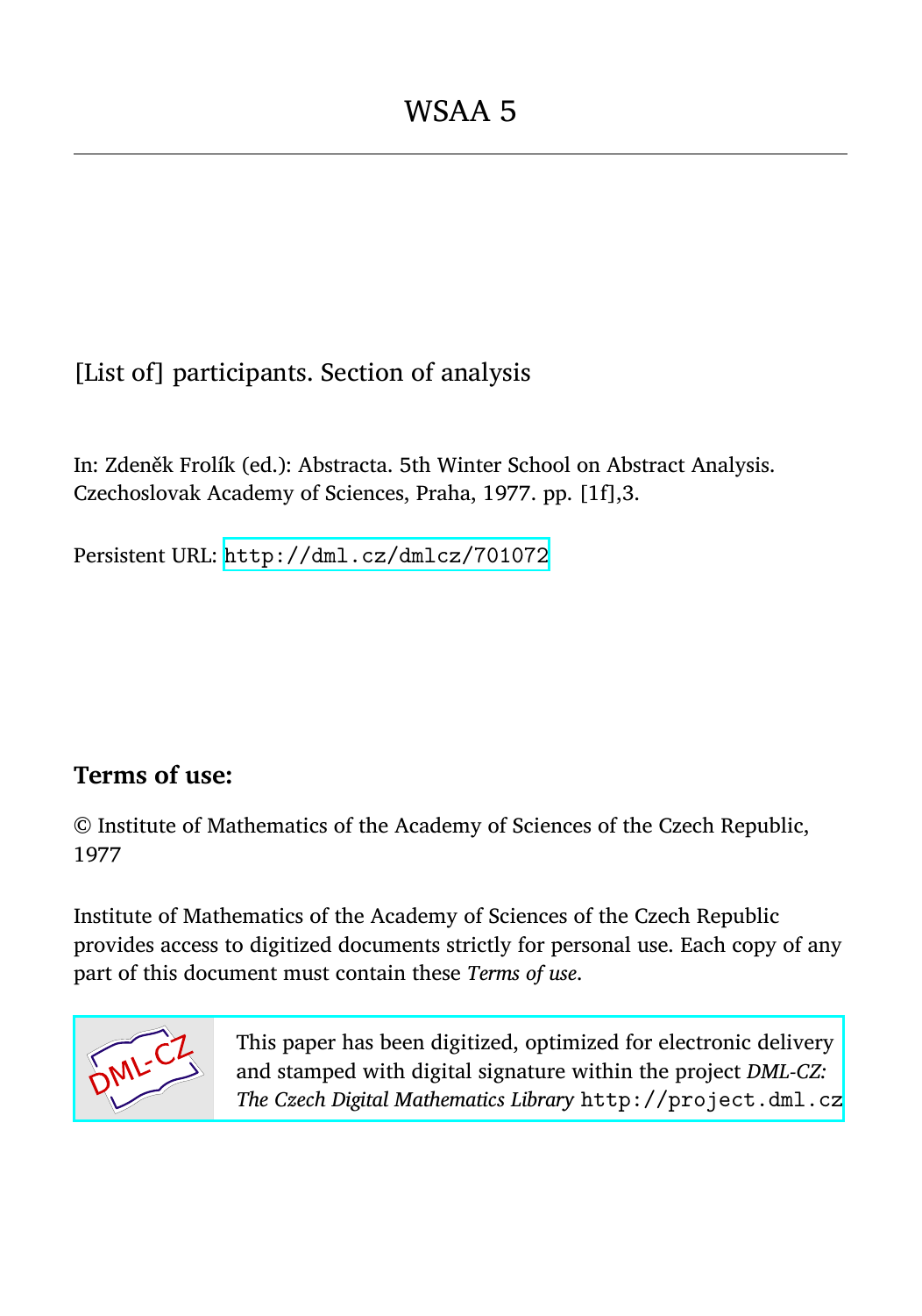# WSAA 5

[List of] participants. Section of analysis

In: Zdeněk Frolík (ed.): Abstracta. 5th Winter School on Abstract Analysis. Czechoslovak Academy of Sciences, Praha, 1977. pp. [1f],3.

Persistent URL: http://dml.cz/dmlcz/701072

## Terms of use:

© Institute of Mathematics of the Academy of Sciences of the Czech Republic, 1977

Institute of Mathematics of the Academy of Sciences of the Czech Republic provides access to digitized documents strictly for personal use. Each copy of any part of this document must contain these *Terms of use*.

This paper has been digitized, optimized for electronic delivery and stamped with digital signature within the project *DML-CZ: The Czech Digital Mathematics Library* http://project.dml.cz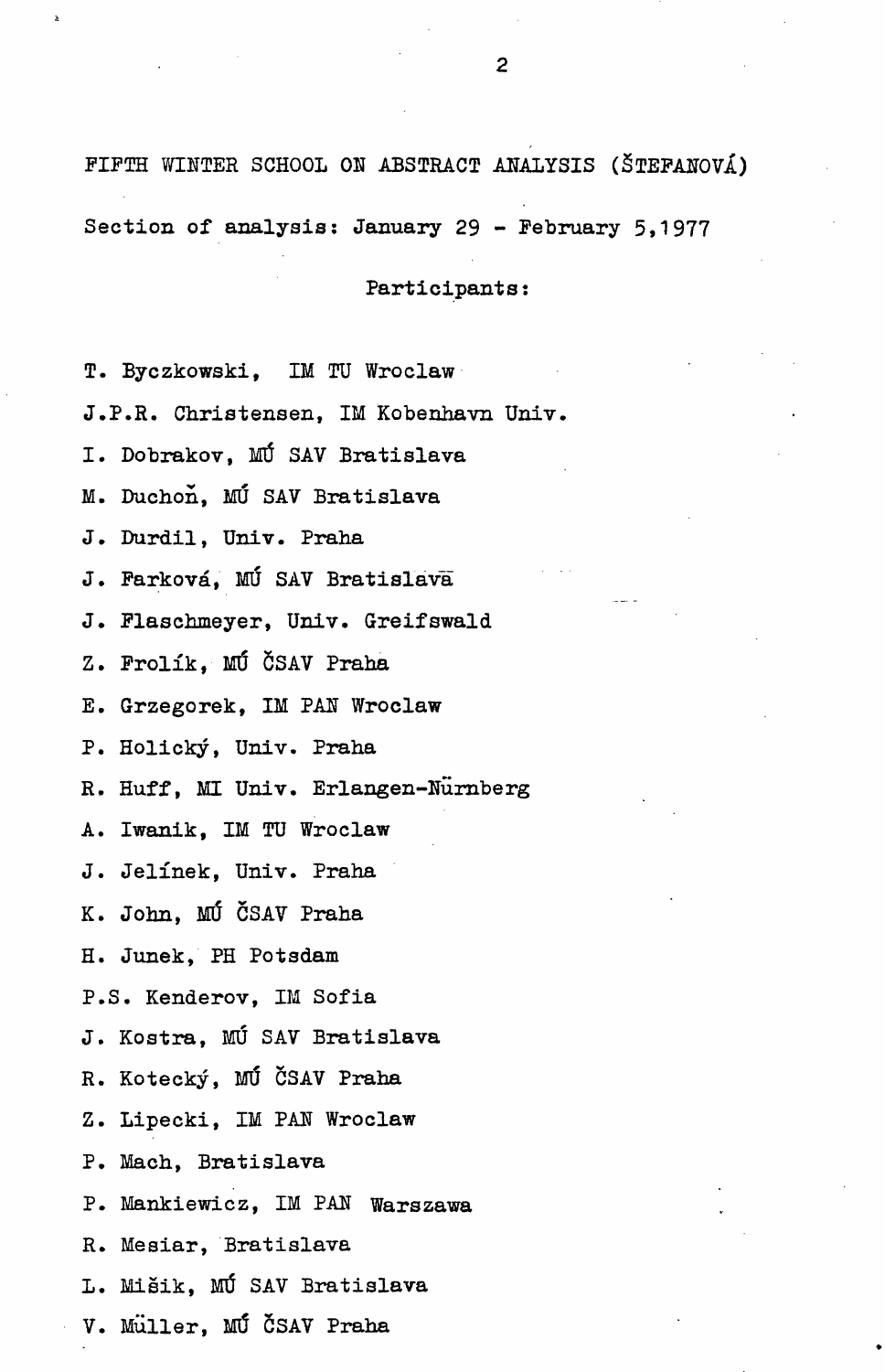FIFTH WINTER SCHOOL ON ABSTRACT ANALYSIS (ŠTEFANOVÁ)

Section of analysis: January 29 - February 5,1977

Participants:

T. Byczkowski, IM TU Wroclaw

J.P.R. Christensen, IM Kobenhavn Univ.

I. Dobrakov, MÚ SAV Bratislava

M. Duchoň, MÚ SAV Bratislava

J. Durdil, Univ. Praha

J. Farková, MÚ SAV Bratislava

J. Flaschmeyer, Univ. Greifswald

Z. Frolík, MÚ ČSAV Praha

E. Grzegorek, IM PAN Wroclaw

P. Holický, Univ. Praha

R. Huff, MI Univ. Erlangen-Nürnberg

A. Iwanik, IM TU Wroclaw

J. Jelínek, Univ. Praha

K. John, MÚ ČSAV Praha

H. Junek, PH Potsdam

P.S. Kenderov, IM Sofia

J. Kostra, MÚ SAV Bratislava

R. Kotecký, MÚ ČSAV Praha

Z. Lipecki, IM PAN Wroclaw

P. Mach, Bratislava

P. Mankiewicz, IM PAN Warszawa

R. Mesiar, Bratislava

L. Mišik, MÚ SAV Bratislava

V. Müller, MÚ ČSAV Praha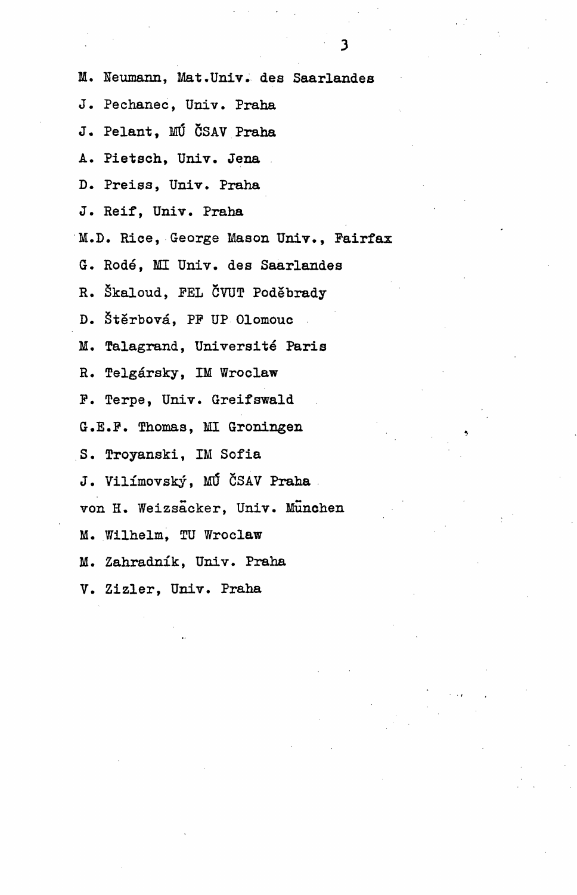M. Neumann, Mat.Univ. des Saarlandes

J. Pechanec, Univ. Praha

J. Pelant, MÚ ČSAV Praha

A. Pietsch, Univ. Jena

D. Preiss, Univ. Praha

J. Reif, Univ. Praha

M.D. Rice, George Mason Univ., Fairfax

G. Rodé, MI Univ. des Saarlandes

R. Škaloud, FEL ČVUT Poděbrady

D. Štěrbová, PF UP Olomouc

M. Talagrand, Université Paris

R. Telgársky, IM Wroclaw

F. Terpe, Univ. Greifswald

G.E.F. Thomas, MI Groningen

S. Troyanski, IM Sofia

J. Vilímovský, MÚ ČSAV Praha

von H. Weizsäcker, Univ. München

M. Wilhelm, TU Wroclaw

M. Zahradník, Univ. Praha

V. Zizler, Univ. Praha